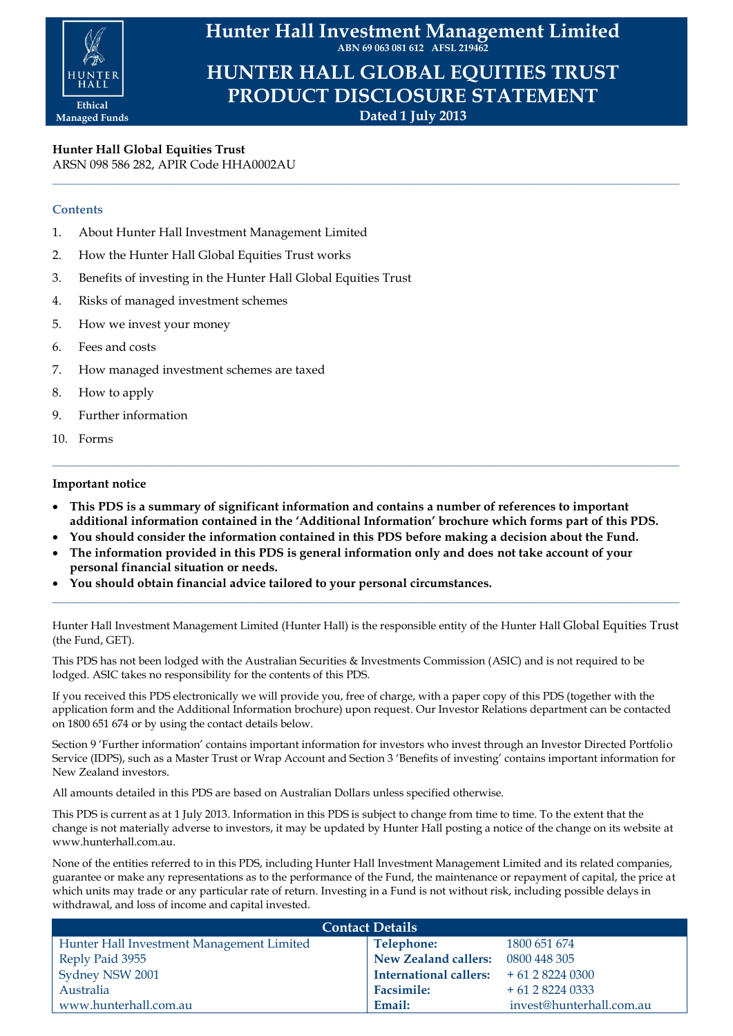# Hunter Hall Investment Management Limited

ABN 69 063 081 612 AFSL 219462

# HUNTER HALL GLOBAL EQUITIES TRUST PRODUCT DISCLOSURE STATEMENT

**Dated 1 July 2013**

HUNTER HALL

Ethical Managed Funds

**Hunter Hall Global Equities Trust**
ARSN 098 586 282, APIR Code HHA0002AU

---

### Contents

1. About Hunter Hall Investment Management Limited
2. How the Hunter Hall Global Equities Trust works
3. Benefits of investing in the Hunter Hall Global Equities Trust
4. Risks of managed investment schemes
5. How we invest your money
6. Fees and costs
7. How managed investment schemes are taxed
8. How to apply
9. Further information
10. Forms

---

**Important notice**

- **This PDS is a summary of significant information and contains a number of references to important additional information contained in the 'Additional Information' brochure which forms part of this PDS.**
- **You should consider the information contained in this PDS before making a decision about the Fund.**
- **The information provided in this PDS is general information only and does not take account of your personal financial situation or needs.**
- **You should obtain financial advice tailored to your personal circumstances.**

---

Hunter Hall Investment Management Limited (Hunter Hall) is the responsible entity of the Hunter Hall Global Equities Trust (the Fund, GET).

This PDS has not been lodged with the Australian Securities & Investments Commission (ASIC) and is not required to be lodged. ASIC takes no responsibility for the contents of this PDS.

If you received this PDS electronically we will provide you, free of charge, with a paper copy of this PDS (together with the application form and the Additional Information brochure) upon request. Our Investor Relations department can be contacted on 1800 651 674 or by using the contact details below.

Section 9 'Further information' contains important information for investors who invest through an Investor Directed Portfolio Service (IDPS), such as a Master Trust or Wrap Account and Section 3 'Benefits of investing' contains important information for New Zealand investors.

All amounts detailed in this PDS are based on Australian Dollars unless specified otherwise.

This PDS is current as at 1 July 2013. Information in this PDS is subject to change from time to time. To the extent that the change is not materially adverse to investors, it may be updated by Hunter Hall posting a notice of the change on its website at www.hunterhall.com.au.

None of the entities referred to in this PDS, including Hunter Hall Investment Management Limited and its related companies, guarantee or make any representations as to the performance of the Fund, the maintenance or repayment of capital, the price at which units may trade or any particular rate of return. Investing in a Fund is not without risk, including possible delays in withdrawal, and loss of income and capital invested.

| Contact Details | | |
|---|---|---|
| Hunter Hall Investment Management Limited | **Telephone:** | 1800 651 674 |
| Reply Paid 3955 | **New Zealand callers:** | 0800 448 305 |
| Sydney NSW 2001 | **International callers:** | + 61 2 8224 0300 |
| Australia | **Facsimile:** | + 61 2 8224 0333 |
| www.hunterhall.com.au | **Email:** | invest@hunterhall.com.au |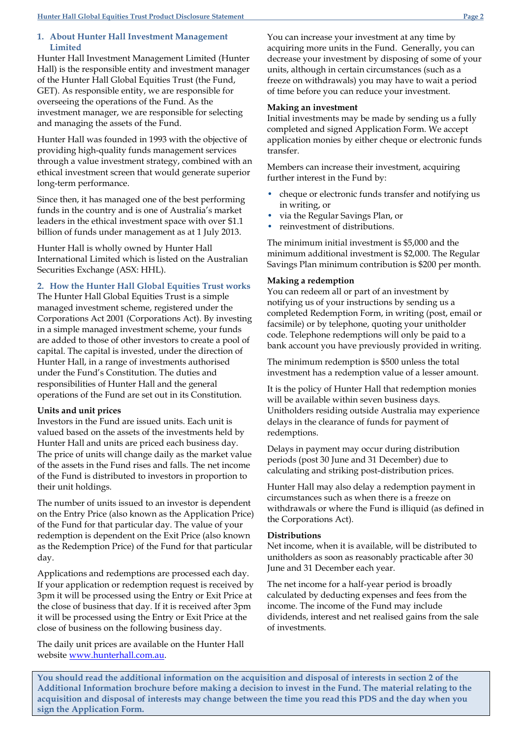## 1. About Hunter Hall Investment Management Limited

Hunter Hall Investment Management Limited (Hunter Hall) is the responsible entity and investment manager of the Hunter Hall Global Equities Trust (the Fund, GET). As responsible entity, we are responsible for overseeing the operations of the Fund. As the investment manager, we are responsible for selecting and managing the assets of the Fund.

Hunter Hall was founded in 1993 with the objective of providing high-quality funds management services through a value investment strategy, combined with an ethical investment screen that would generate superior long-term performance.

Since then, it has managed one of the best performing funds in the country and is one of Australia's market leaders in the ethical investment space with over $1.1 billion of funds under management as at 1 July 2013.

Hunter Hall is wholly owned by Hunter Hall International Limited which is listed on the Australian Securities Exchange (ASX: HHL).

## 2. How the Hunter Hall Global Equities Trust works

The Hunter Hall Global Equities Trust is a simple managed investment scheme, registered under the Corporations Act 2001 (Corporations Act). By investing in a simple managed investment scheme, your funds are added to those of other investors to create a pool of capital. The capital is invested, under the direction of Hunter Hall, in a range of investments authorised under the Fund's Constitution. The duties and responsibilities of Hunter Hall and the general operations of the Fund are set out in its Constitution.

**Units and unit prices**

Investors in the Fund are issued units. Each unit is valued based on the assets of the investments held by Hunter Hall and units are priced each business day. The price of units will change daily as the market value of the assets in the Fund rises and falls. The net income of the Fund is distributed to investors in proportion to their unit holdings.

The number of units issued to an investor is dependent on the Entry Price (also known as the Application Price) of the Fund for that particular day. The value of your redemption is dependent on the Exit Price (also known as the Redemption Price) of the Fund for that particular day.

Applications and redemptions are processed each day. If your application or redemption request is received by 3pm it will be processed using the Entry or Exit Price at the close of business that day. If it is received after 3pm it will be processed using the Entry or Exit Price at the close of business on the following business day.

The daily unit prices are available on the Hunter Hall website www.hunterhall.com.au.

You can increase your investment at any time by acquiring more units in the Fund. Generally, you can decrease your investment by disposing of some of your units, although in certain circumstances (such as a freeze on withdrawals) you may have to wait a period of time before you can reduce your investment.

**Making an investment**

Initial investments may be made by sending us a fully completed and signed Application Form. We accept application monies by either cheque or electronic funds transfer.

Members can increase their investment, acquiring further interest in the Fund by:

- cheque or electronic funds transfer and notifying us in writing, or
- via the Regular Savings Plan, or
- reinvestment of distributions.

The minimum initial investment is $5,000 and the minimum additional investment is $2,000. The Regular Savings Plan minimum contribution is $200 per month.

**Making a redemption**

You can redeem all or part of an investment by notifying us of your instructions by sending us a completed Redemption Form, in writing (post, email or facsimile) or by telephone, quoting your unitholder code. Telephone redemptions will only be paid to a bank account you have previously provided in writing.

The minimum redemption is $500 unless the total investment has a redemption value of a lesser amount.

It is the policy of Hunter Hall that redemption monies will be available within seven business days. Unitholders residing outside Australia may experience delays in the clearance of funds for payment of redemptions.

Delays in payment may occur during distribution periods (post 30 June and 31 December) due to calculating and striking post-distribution prices.

Hunter Hall may also delay a redemption payment in circumstances such as when there is a freeze on withdrawals or where the Fund is illiquid (as defined in the Corporations Act).

**Distributions**

Net income, when it is available, will be distributed to unitholders as soon as reasonably practicable after 30 June and 31 December each year.

The net income for a half-year period is broadly calculated by deducting expenses and fees from the income. The income of the Fund may include dividends, interest and net realised gains from the sale of investments.

**You should read the additional information on the acquisition and disposal of interests in section 2 of the Additional Information brochure before making a decision to invest in the Fund. The material relating to the acquisition and disposal of interests may change between the time you read this PDS and the day when you sign the Application Form.**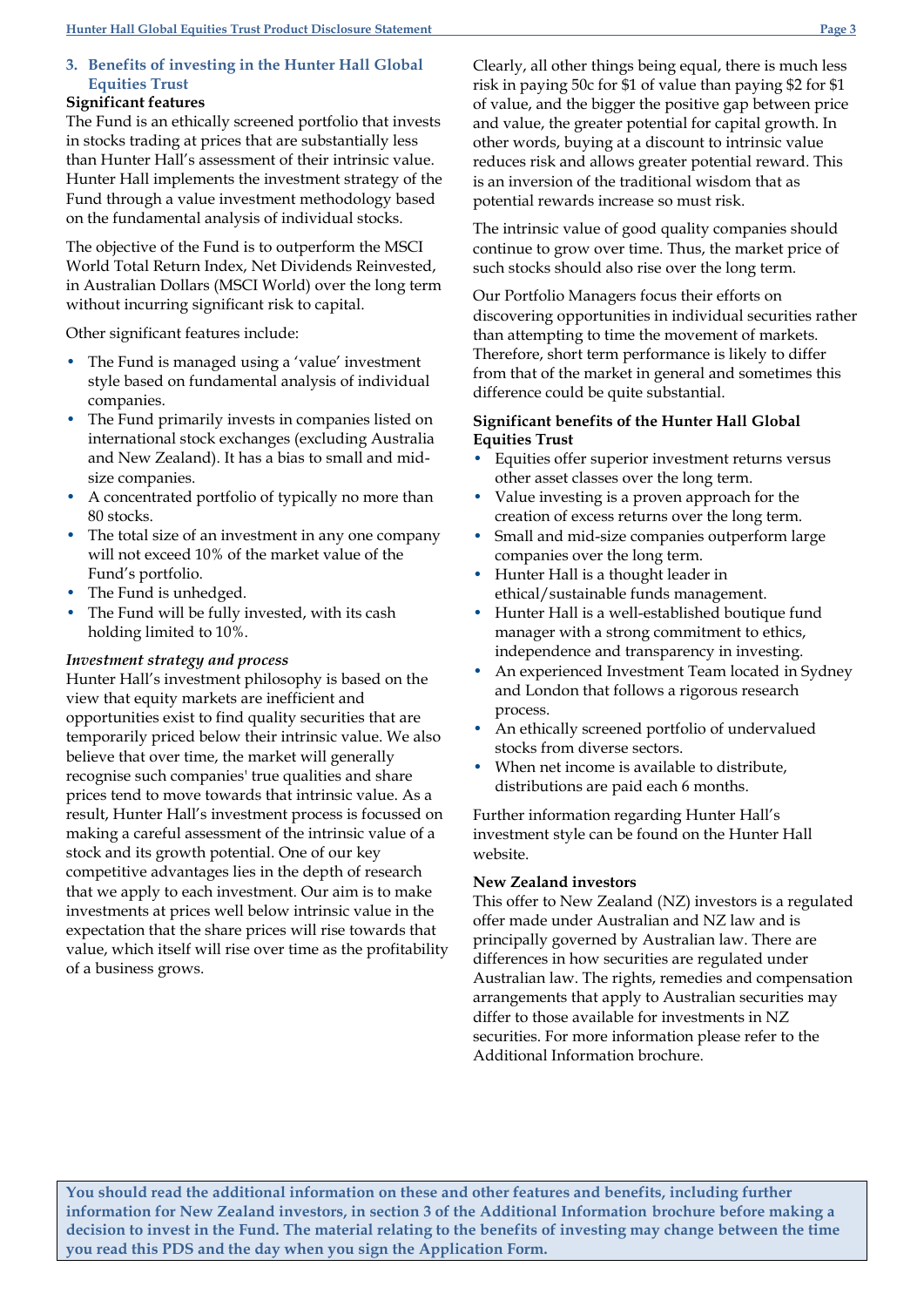## 3. Benefits of investing in the Hunter Hall Global Equities Trust

### Significant features

The Fund is an ethically screened portfolio that invests in stocks trading at prices that are substantially less than Hunter Hall's assessment of their intrinsic value. Hunter Hall implements the investment strategy of the Fund through a value investment methodology based on the fundamental analysis of individual stocks.

The objective of the Fund is to outperform the MSCI World Total Return Index, Net Dividends Reinvested, in Australian Dollars (MSCI World) over the long term without incurring significant risk to capital.

Other significant features include:

- The Fund is managed using a 'value' investment style based on fundamental analysis of individual companies.
- The Fund primarily invests in companies listed on international stock exchanges (excluding Australia and New Zealand). It has a bias to small and mid-size companies.
- A concentrated portfolio of typically no more than 80 stocks.
- The total size of an investment in any one company will not exceed 10% of the market value of the Fund's portfolio.
- The Fund is unhedged.
- The Fund will be fully invested, with its cash holding limited to 10%.

*Investment strategy and process*

Hunter Hall's investment philosophy is based on the view that equity markets are inefficient and opportunities exist to find quality securities that are temporarily priced below their intrinsic value. We also believe that over time, the market will generally recognise such companies' true qualities and share prices tend to move towards that intrinsic value. As a result, Hunter Hall's investment process is focussed on making a careful assessment of the intrinsic value of a stock and its growth potential. One of our key competitive advantages lies in the depth of research that we apply to each investment. Our aim is to make investments at prices well below intrinsic value in the expectation that the share prices will rise towards that value, which itself will rise over time as the profitability of a business grows.

Clearly, all other things being equal, there is much less risk in paying 50c for $1 of value than paying $2 for $1 of value, and the bigger the positive gap between price and value, the greater potential for capital growth. In other words, buying at a discount to intrinsic value reduces risk and allows greater potential reward. This is an inversion of the traditional wisdom that as potential rewards increase so must risk.

The intrinsic value of good quality companies should continue to grow over time. Thus, the market price of such stocks should also rise over the long term.

Our Portfolio Managers focus their efforts on discovering opportunities in individual securities rather than attempting to time the movement of markets. Therefore, short term performance is likely to differ from that of the market in general and sometimes this difference could be quite substantial.

### Significant benefits of the Hunter Hall Global Equities Trust

- Equities offer superior investment returns versus other asset classes over the long term.
- Value investing is a proven approach for the creation of excess returns over the long term.
- Small and mid-size companies outperform large companies over the long term.
- Hunter Hall is a thought leader in ethical/sustainable funds management.
- Hunter Hall is a well-established boutique fund manager with a strong commitment to ethics, independence and transparency in investing.
- An experienced Investment Team located in Sydney and London that follows a rigorous research process.
- An ethically screened portfolio of undervalued stocks from diverse sectors.
- When net income is available to distribute, distributions are paid each 6 months.

Further information regarding Hunter Hall's investment style can be found on the Hunter Hall website.

### New Zealand investors

This offer to New Zealand (NZ) investors is a regulated offer made under Australian and NZ law and is principally governed by Australian law. There are differences in how securities are regulated under Australian law. The rights, remedies and compensation arrangements that apply to Australian securities may differ to those available for investments in NZ securities. For more information please refer to the Additional Information brochure.

**You should read the additional information on these and other features and benefits, including further information for New Zealand investors, in section 3 of the Additional Information brochure before making a decision to invest in the Fund. The material relating to the benefits of investing may change between the time you read this PDS and the day when you sign the Application Form.**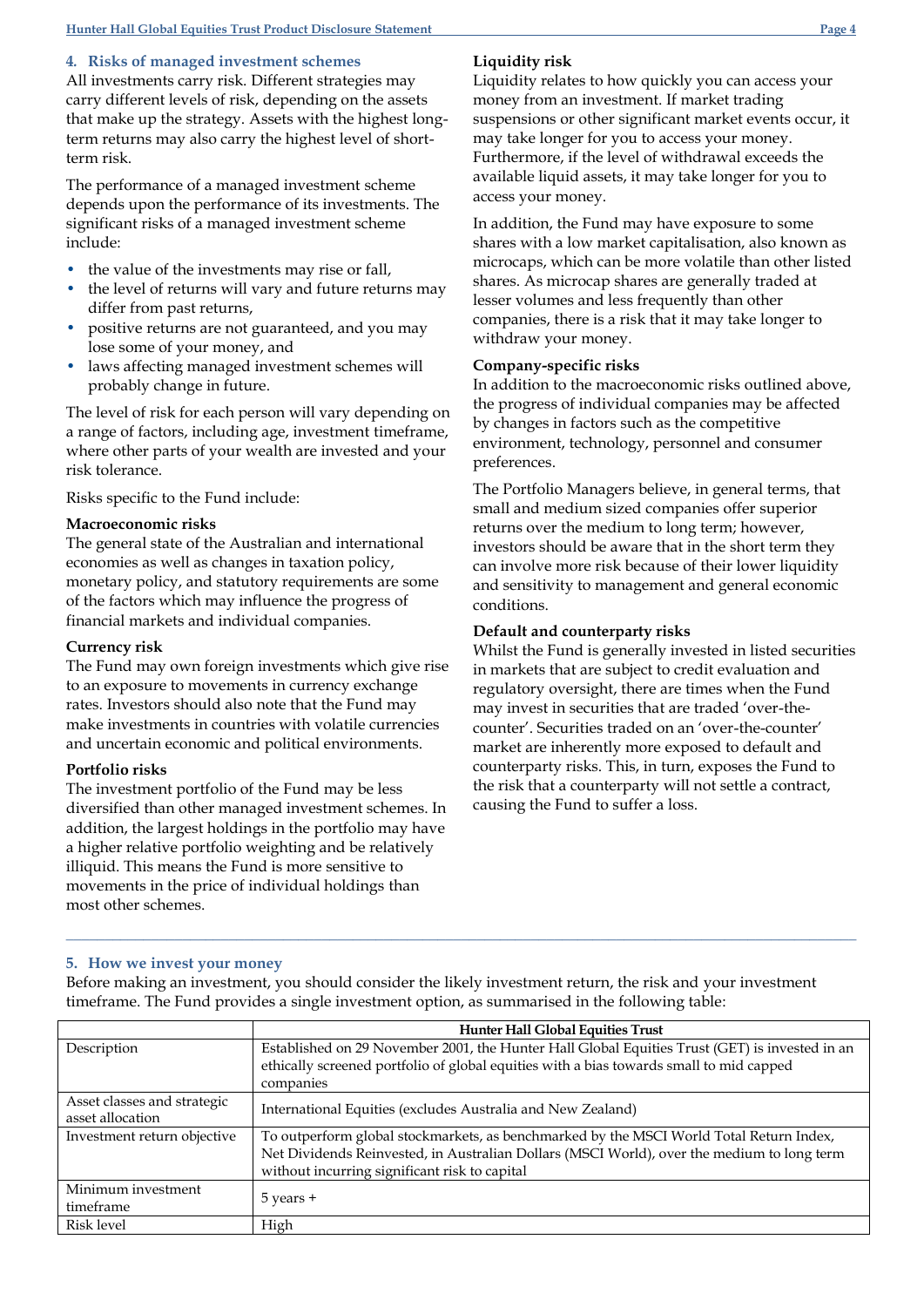## 4. Risks of managed investment schemes

All investments carry risk. Different strategies may carry different levels of risk, depending on the assets that make up the strategy. Assets with the highest long-term returns may also carry the highest level of short-term risk.

The performance of a managed investment scheme depends upon the performance of its investments. The significant risks of a managed investment scheme include:

- the value of the investments may rise or fall,
- the level of returns will vary and future returns may differ from past returns,
- positive returns are not guaranteed, and you may lose some of your money, and
- laws affecting managed investment schemes will probably change in future.

The level of risk for each person will vary depending on a range of factors, including age, investment timeframe, where other parts of your wealth are invested and your risk tolerance.

Risks specific to the Fund include:

**Macroeconomic risks**

The general state of the Australian and international economies as well as changes in taxation policy, monetary policy, and statutory requirements are some of the factors which may influence the progress of financial markets and individual companies.

**Currency risk**

The Fund may own foreign investments which give rise to an exposure to movements in currency exchange rates. Investors should also note that the Fund may make investments in countries with volatile currencies and uncertain economic and political environments.

**Portfolio risks**

The investment portfolio of the Fund may be less diversified than other managed investment schemes. In addition, the largest holdings in the portfolio may have a higher relative portfolio weighting and be relatively illiquid. This means the Fund is more sensitive to movements in the price of individual holdings than most other schemes.

**Liquidity risk**

Liquidity relates to how quickly you can access your money from an investment. If market trading suspensions or other significant market events occur, it may take longer for you to access your money. Furthermore, if the level of withdrawal exceeds the available liquid assets, it may take longer for you to access your money.

In addition, the Fund may have exposure to some shares with a low market capitalisation, also known as microcaps, which can be more volatile than other listed shares. As microcap shares are generally traded at lesser volumes and less frequently than other companies, there is a risk that it may take longer to withdraw your money.

**Company-specific risks**

In addition to the macroeconomic risks outlined above, the progress of individual companies may be affected by changes in factors such as the competitive environment, technology, personnel and consumer preferences.

The Portfolio Managers believe, in general terms, that small and medium sized companies offer superior returns over the medium to long term; however, investors should be aware that in the short term they can involve more risk because of their lower liquidity and sensitivity to management and general economic conditions.

**Default and counterparty risks**

Whilst the Fund is generally invested in listed securities in markets that are subject to credit evaluation and regulatory oversight, there are times when the Fund may invest in securities that are traded 'over-the-counter'. Securities traded on an 'over-the-counter' market are inherently more exposed to default and counterparty risks. This, in turn, exposes the Fund to the risk that a counterparty will not settle a contract, causing the Fund to suffer a loss.

## 5. How we invest your money

Before making an investment, you should consider the likely investment return, the risk and your investment timeframe. The Fund provides a single investment option, as summarised in the following table:

| | **Hunter Hall Global Equities Trust** |
|---|---|
| Description | Established on 29 November 2001, the Hunter Hall Global Equities Trust (GET) is invested in an ethically screened portfolio of global equities with a bias towards small to mid capped companies |
| Asset classes and strategic asset allocation | International Equities (excludes Australia and New Zealand) |
| Investment return objective | To outperform global stockmarkets, as benchmarked by the MSCI World Total Return Index, Net Dividends Reinvested, in Australian Dollars (MSCI World), over the medium to long term without incurring significant risk to capital |
| Minimum investment timeframe | 5 years + |
| Risk level | High |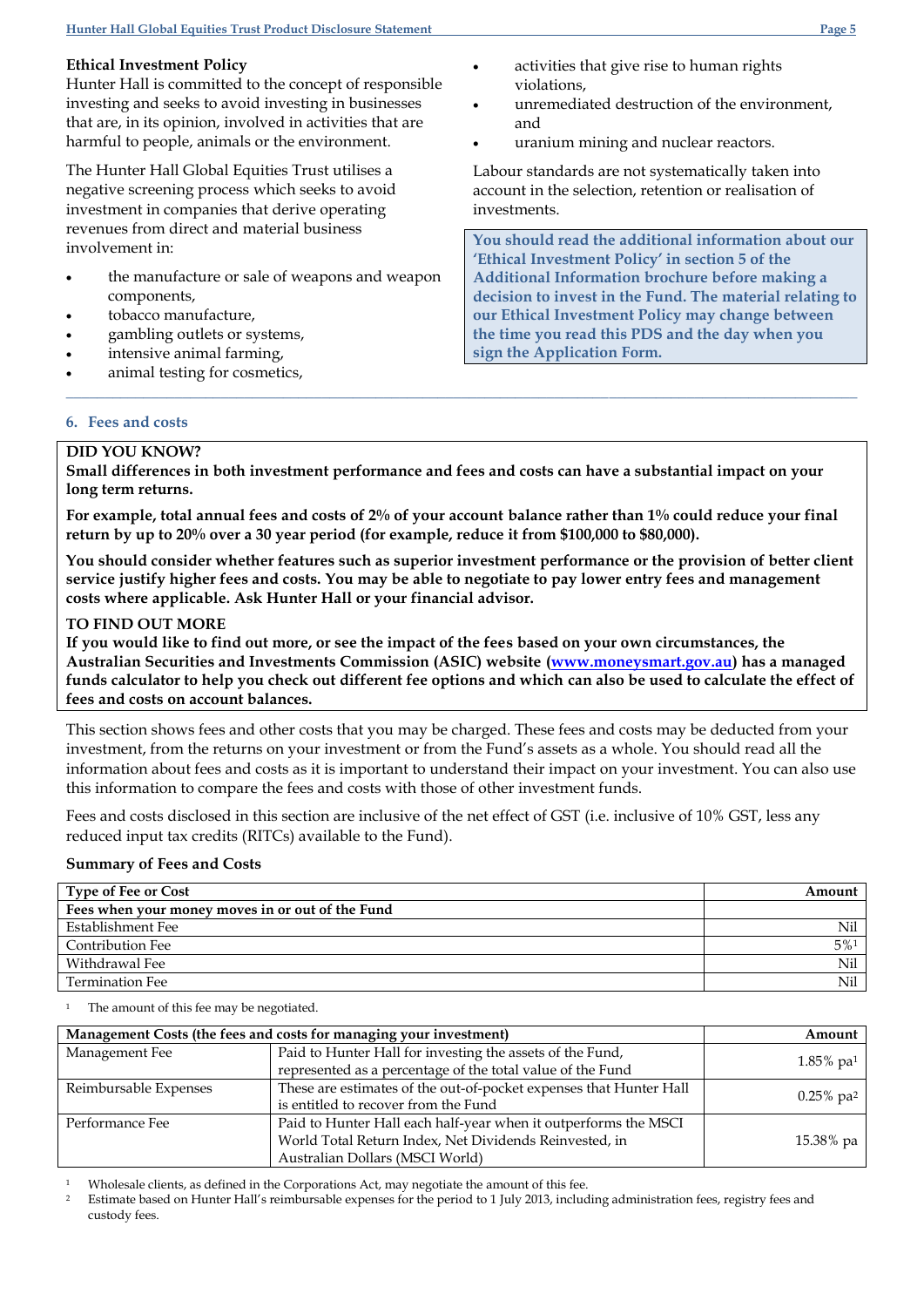**Ethical Investment Policy**
Hunter Hall is committed to the concept of responsible investing and seeks to avoid investing in businesses that are, in its opinion, involved in activities that are harmful to people, animals or the environment.

The Hunter Hall Global Equities Trust utilises a negative screening process which seeks to avoid investment in companies that derive operating revenues from direct and material business involvement in:

- the manufacture or sale of weapons and weapon components,
- tobacco manufacture,
- gambling outlets or systems,
- intensive animal farming,
- animal testing for cosmetics,
- activities that give rise to human rights violations,
- unremediated destruction of the environment, and
- uranium mining and nuclear reactors.

Labour standards are not systematically taken into account in the selection, retention or realisation of investments.

**You should read the additional information about our 'Ethical Investment Policy' in section 5 of the Additional Information brochure before making a decision to invest in the Fund. The material relating to our Ethical Investment Policy may change between the time you read this PDS and the day when you sign the Application Form.**

## 6. Fees and costs

**DID YOU KNOW?**
**Small differences in both investment performance and fees and costs can have a substantial impact on your long term returns.**

**For example, total annual fees and costs of 2% of your account balance rather than 1% could reduce your final return by up to 20% over a 30 year period (for example, reduce it from $100,000 to $80,000).**

**You should consider whether features such as superior investment performance or the provision of better client service justify higher fees and costs. You may be able to negotiate to pay lower entry fees and management costs where applicable. Ask Hunter Hall or your financial advisor.**

**TO FIND OUT MORE**
**If you would like to find out more, or see the impact of the fees based on your own circumstances, the Australian Securities and Investments Commission (ASIC) website (www.moneysmart.gov.au) has a managed funds calculator to help you check out different fee options and which can also be used to calculate the effect of fees and costs on account balances.**

This section shows fees and other costs that you may be charged. These fees and costs may be deducted from your investment, from the returns on your investment or from the Fund's assets as a whole. You should read all the information about fees and costs as it is important to understand their impact on your investment. You can also use this information to compare the fees and costs with those of other investment funds.

Fees and costs disclosed in this section are inclusive of the net effect of GST (i.e. inclusive of 10% GST, less any reduced input tax credits (RITCs) available to the Fund).

**Summary of Fees and Costs**

| Type of Fee or Cost | Amount |
|---|---|
| **Fees when your money moves in or out of the Fund** | |
| Establishment Fee | Nil |
| Contribution Fee | 5%[1] |
| Withdrawal Fee | Nil |
| Termination Fee | Nil |

[1] The amount of this fee may be negotiated.

| Management Costs (the fees and costs for managing your investment) | | Amount |
|---|---|---|
| Management Fee | Paid to Hunter Hall for investing the assets of the Fund, represented as a percentage of the total value of the Fund | 1.85% pa[1] |
| Reimbursable Expenses | These are estimates of the out-of-pocket expenses that Hunter Hall is entitled to recover from the Fund | 0.25% pa[2] |
| Performance Fee | Paid to Hunter Hall each half-year when it outperforms the MSCI World Total Return Index, Net Dividends Reinvested, in Australian Dollars (MSCI World) | 15.38% pa |

[1] Wholesale clients, as defined in the Corporations Act, may negotiate the amount of this fee.
[2] Estimate based on Hunter Hall's reimbursable expenses for the period to 1 July 2013, including administration fees, registry fees and custody fees.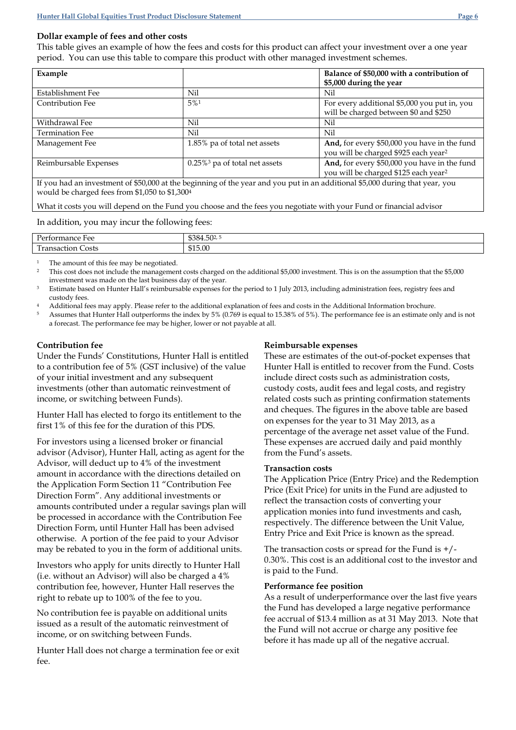### Dollar example of fees and other costs

This table gives an example of how the fees and costs for this product can affect your investment over a one year period. You can use this table to compare this product with other managed investment schemes.

| Example | | Balance of $50,000 with a contribution of $5,000 during the year |
|---|---|---|
| Establishment Fee | Nil | Nil |
| Contribution Fee | 5%[1] | For every additional $5,000 you put in, you will be charged between $0 and $250 |
| Withdrawal Fee | Nil | Nil |
| Termination Fee | Nil | Nil |
| Management Fee | 1.85% pa of total net assets | **And,** for every $50,000 you have in the fund you will be charged $925 each year[2] |
| Reimbursable Expenses | 0.25%[3] pa of total net assets | **And,** for every $50,000 you have in the fund you will be charged $125 each year[2] |
| If you had an investment of $50,000 at the beginning of the year and you put in an additional $5,000 during that year, you would be charged fees from $1,050 to $1,300[4] | | |
| What it costs you will depend on the Fund you choose and the fees you negotiate with your Fund or financial advisor | | |

In addition, you may incur the following fees:

| Performance Fee | $384.50[2, 5] |
|---|---|
| Transaction Costs | $15.00 |

1. The amount of this fee may be negotiated.
2. This cost does not include the management costs charged on the additional $5,000 investment. This is on the assumption that the $5,000 investment was made on the last business day of the year.
3. Estimate based on Hunter Hall's reimbursable expenses for the period to 1 July 2013, including administration fees, registry fees and custody fees.
4. Additional fees may apply. Please refer to the additional explanation of fees and costs in the Additional Information brochure.
5. Assumes that Hunter Hall outperforms the index by 5% (0.769 is equal to 15.38% of 5%). The performance fee is an estimate only and is not a forecast. The performance fee may be higher, lower or not payable at all.

**Contribution fee**

Under the Funds' Constitutions, Hunter Hall is entitled to a contribution fee of 5% (GST inclusive) of the value of your initial investment and any subsequent investments (other than automatic reinvestment of income, or switching between Funds).

Hunter Hall has elected to forgo its entitlement to the first 1% of this fee for the duration of this PDS.

For investors using a licensed broker or financial advisor (Advisor), Hunter Hall, acting as agent for the Advisor, will deduct up to 4% of the investment amount in accordance with the directions detailed on the Application Form Section 11 "Contribution Fee Direction Form". Any additional investments or amounts contributed under a regular savings plan will be processed in accordance with the Contribution Fee Direction Form, until Hunter Hall has been advised otherwise. A portion of the fee paid to your Advisor may be rebated to you in the form of additional units.

Investors who apply for units directly to Hunter Hall (i.e. without an Advisor) will also be charged a 4% contribution fee, however, Hunter Hall reserves the right to rebate up to 100% of the fee to you.

No contribution fee is payable on additional units issued as a result of the automatic reinvestment of income, or on switching between Funds.

Hunter Hall does not charge a termination fee or exit fee.

**Reimbursable expenses**

These are estimates of the out-of-pocket expenses that Hunter Hall is entitled to recover from the Fund. Costs include direct costs such as administration costs, custody costs, audit fees and legal costs, and registry related costs such as printing confirmation statements and cheques. The figures in the above table are based on expenses for the year to 31 May 2013, as a percentage of the average net asset value of the Fund. These expenses are accrued daily and paid monthly from the Fund's assets.

**Transaction costs**

The Application Price (Entry Price) and the Redemption Price (Exit Price) for units in the Fund are adjusted to reflect the transaction costs of converting your application monies into fund investments and cash, respectively. The difference between the Unit Value, Entry Price and Exit Price is known as the spread.

The transaction costs or spread for the Fund is +/- 0.30%. This cost is an additional cost to the investor and is paid to the Fund.

**Performance fee position**

As a result of underperformance over the last five years the Fund has developed a large negative performance fee accrual of $13.4 million as at 31 May 2013. Note that the Fund will not accrue or charge any positive fee before it has made up all of the negative accrual.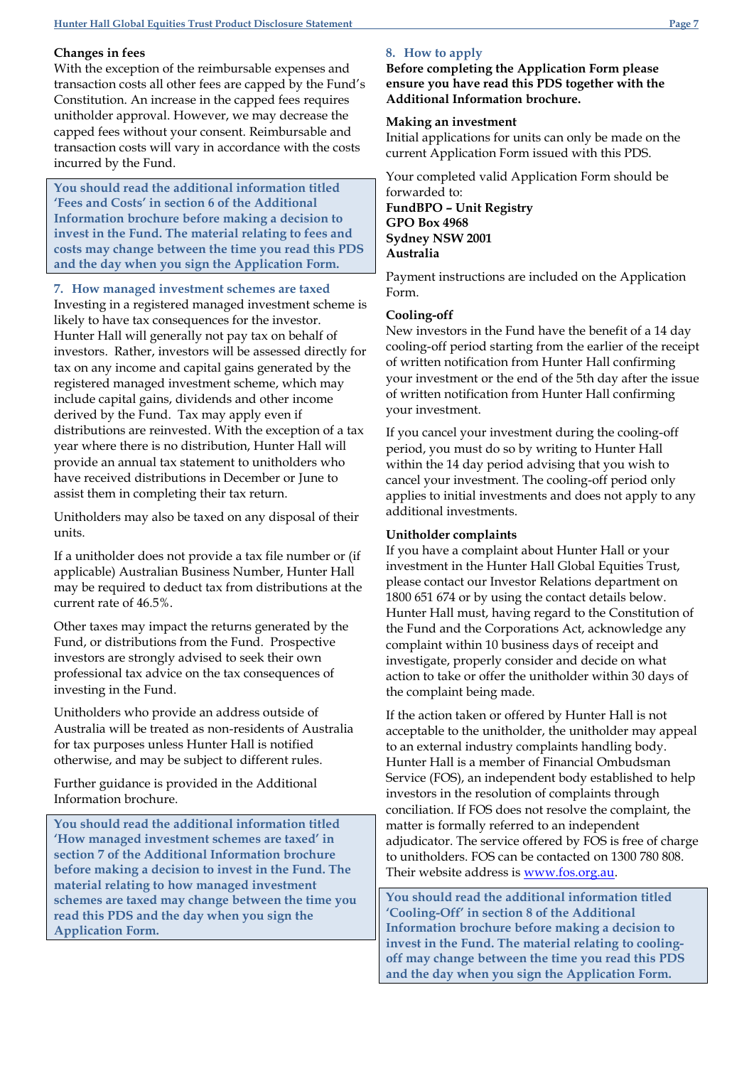### Changes in fees

With the exception of the reimbursable expenses and transaction costs all other fees are capped by the Fund's Constitution. An increase in the capped fees requires unitholder approval. However, we may decrease the capped fees without your consent. Reimbursable and transaction costs will vary in accordance with the costs incurred by the Fund.

**You should read the additional information titled 'Fees and Costs' in section 6 of the Additional Information brochure before making a decision to invest in the Fund. The material relating to fees and costs may change between the time you read this PDS and the day when you sign the Application Form.**

## 7. How managed investment schemes are taxed

Investing in a registered managed investment scheme is likely to have tax consequences for the investor. Hunter Hall will generally not pay tax on behalf of investors. Rather, investors will be assessed directly for tax on any income and capital gains generated by the registered managed investment scheme, which may include capital gains, dividends and other income derived by the Fund. Tax may apply even if distributions are reinvested. With the exception of a tax year where there is no distribution, Hunter Hall will provide an annual tax statement to unitholders who have received distributions in December or June to assist them in completing their tax return.

Unitholders may also be taxed on any disposal of their units.

If a unitholder does not provide a tax file number or (if applicable) Australian Business Number, Hunter Hall may be required to deduct tax from distributions at the current rate of 46.5%.

Other taxes may impact the returns generated by the Fund, or distributions from the Fund. Prospective investors are strongly advised to seek their own professional tax advice on the tax consequences of investing in the Fund.

Unitholders who provide an address outside of Australia will be treated as non-residents of Australia for tax purposes unless Hunter Hall is notified otherwise, and may be subject to different rules.

Further guidance is provided in the Additional Information brochure.

**You should read the additional information titled 'How managed investment schemes are taxed' in section 7 of the Additional Information brochure before making a decision to invest in the Fund. The material relating to how managed investment schemes are taxed may change between the time you read this PDS and the day when you sign the Application Form.**

## 8. How to apply

**Before completing the Application Form please ensure you have read this PDS together with the Additional Information brochure.**

### Making an investment

Initial applications for units can only be made on the current Application Form issued with this PDS.

Your completed valid Application Form should be forwarded to:
**FundBPO – Unit Registry**
**GPO Box 4968**
**Sydney NSW 2001**
**Australia**

Payment instructions are included on the Application Form.

### Cooling-off

New investors in the Fund have the benefit of a 14 day cooling-off period starting from the earlier of the receipt of written notification from Hunter Hall confirming your investment or the end of the 5th day after the issue of written notification from Hunter Hall confirming your investment.

If you cancel your investment during the cooling-off period, you must do so by writing to Hunter Hall within the 14 day period advising that you wish to cancel your investment. The cooling-off period only applies to initial investments and does not apply to any additional investments.

### Unitholder complaints

If you have a complaint about Hunter Hall or your investment in the Hunter Hall Global Equities Trust, please contact our Investor Relations department on 1800 651 674 or by using the contact details below. Hunter Hall must, having regard to the Constitution of the Fund and the Corporations Act, acknowledge any complaint within 10 business days of receipt and investigate, properly consider and decide on what action to take or offer the unitholder within 30 days of the complaint being made.

If the action taken or offered by Hunter Hall is not acceptable to the unitholder, the unitholder may appeal to an external industry complaints handling body. Hunter Hall is a member of Financial Ombudsman Service (FOS), an independent body established to help investors in the resolution of complaints through conciliation. If FOS does not resolve the complaint, the matter is formally referred to an independent adjudicator. The service offered by FOS is free of charge to unitholders. FOS can be contacted on 1300 780 808. Their website address is www.fos.org.au.

**You should read the additional information titled 'Cooling-Off' in section 8 of the Additional Information brochure before making a decision to invest in the Fund. The material relating to cooling-off may change between the time you read this PDS and the day when you sign the Application Form.**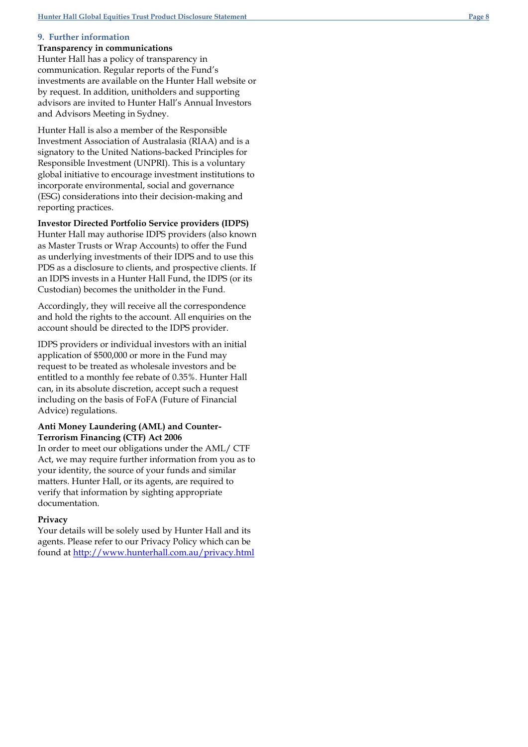## 9. Further information

**Transparency in communications**

Hunter Hall has a policy of transparency in communication. Regular reports of the Fund's investments are available on the Hunter Hall website or by request. In addition, unitholders and supporting advisors are invited to Hunter Hall's Annual Investors and Advisors Meeting in Sydney.

Hunter Hall is also a member of the Responsible Investment Association of Australasia (RIAA) and is a signatory to the United Nations-backed Principles for Responsible Investment (UNPRI). This is a voluntary global initiative to encourage investment institutions to incorporate environmental, social and governance (ESG) considerations into their decision-making and reporting practices.

**Investor Directed Portfolio Service providers (IDPS)**

Hunter Hall may authorise IDPS providers (also known as Master Trusts or Wrap Accounts) to offer the Fund as underlying investments of their IDPS and to use this PDS as a disclosure to clients, and prospective clients. If an IDPS invests in a Hunter Hall Fund, the IDPS (or its Custodian) becomes the unitholder in the Fund.

Accordingly, they will receive all the correspondence and hold the rights to the account. All enquiries on the account should be directed to the IDPS provider.

IDPS providers or individual investors with an initial application of $500,000 or more in the Fund may request to be treated as wholesale investors and be entitled to a monthly fee rebate of 0.35%. Hunter Hall can, in its absolute discretion, accept such a request including on the basis of FoFA (Future of Financial Advice) regulations.

**Anti Money Laundering (AML) and Counter-Terrorism Financing (CTF) Act 2006**

In order to meet our obligations under the AML/ CTF Act, we may require further information from you as to your identity, the source of your funds and similar matters. Hunter Hall, or its agents, are required to verify that information by sighting appropriate documentation.

**Privacy**

Your details will be solely used by Hunter Hall and its agents. Please refer to our Privacy Policy which can be found at http://www.hunterhall.com.au/privacy.html